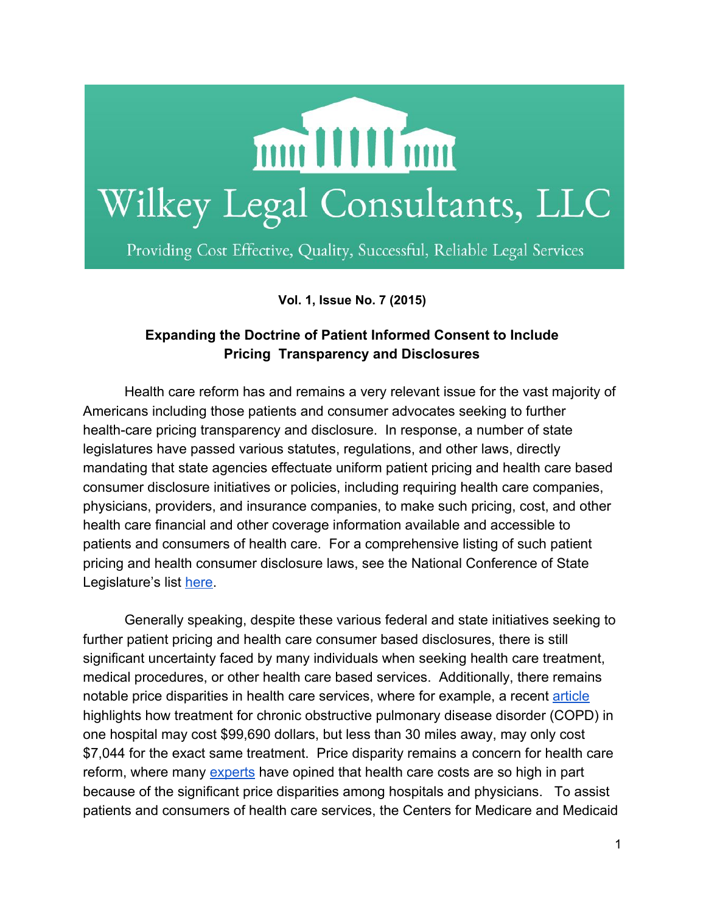# Wilkey Legal Consultants, LLC

Providing Cost Effective, Quality, Successful, Reliable Legal Services

**Vol. 1, Issue No. 7 (2015)**

## Expanding the Doctrine of Patient Informed Consent to Include Pricing Transparency and Disclosures

Health care reform has and remains a very relevant issue for the vast majority of Americans including those patients and consumer advocates seeking to further health-care pricing transparency and disclosure. In response, a number of state legislatures have passed various statutes, regulations, and other laws, directly mandating that state agencies effectuate uniform patient pricing and health care based consumer disclosure initiatives or policies, including requiring health care companies, physicians, providers, and insurance companies, to make such pricing, cost, and other health care financial and other coverage information available and accessible to patients and consumers of health care. For a comprehensive listing of such patient pricing and health consumer disclosure laws, see the National Conference of State Legislature's list here.

Generally speaking, despite these various federal and state initiatives seeking to further patient pricing and health care consumer based disclosures, there is still significant uncertainty faced by many individuals when seeking health care treatment, medical procedures, or other health care based services. Additionally, there remains notable price disparities in health care services, where for example, a recent article highlights how treatment for chronic obstructive pulmonary disease disorder (COPD) in one hospital may cost $99,690 dollars, but less than 30 miles away, may only cost $7,044 for the exact same treatment. Price disparity remains a concern for health care reform, where many experts have opined that health care costs are so high in part because of the significant price disparities among hospitals and physicians. To assist patients and consumers of health care services, the Centers for Medicare and Medicaid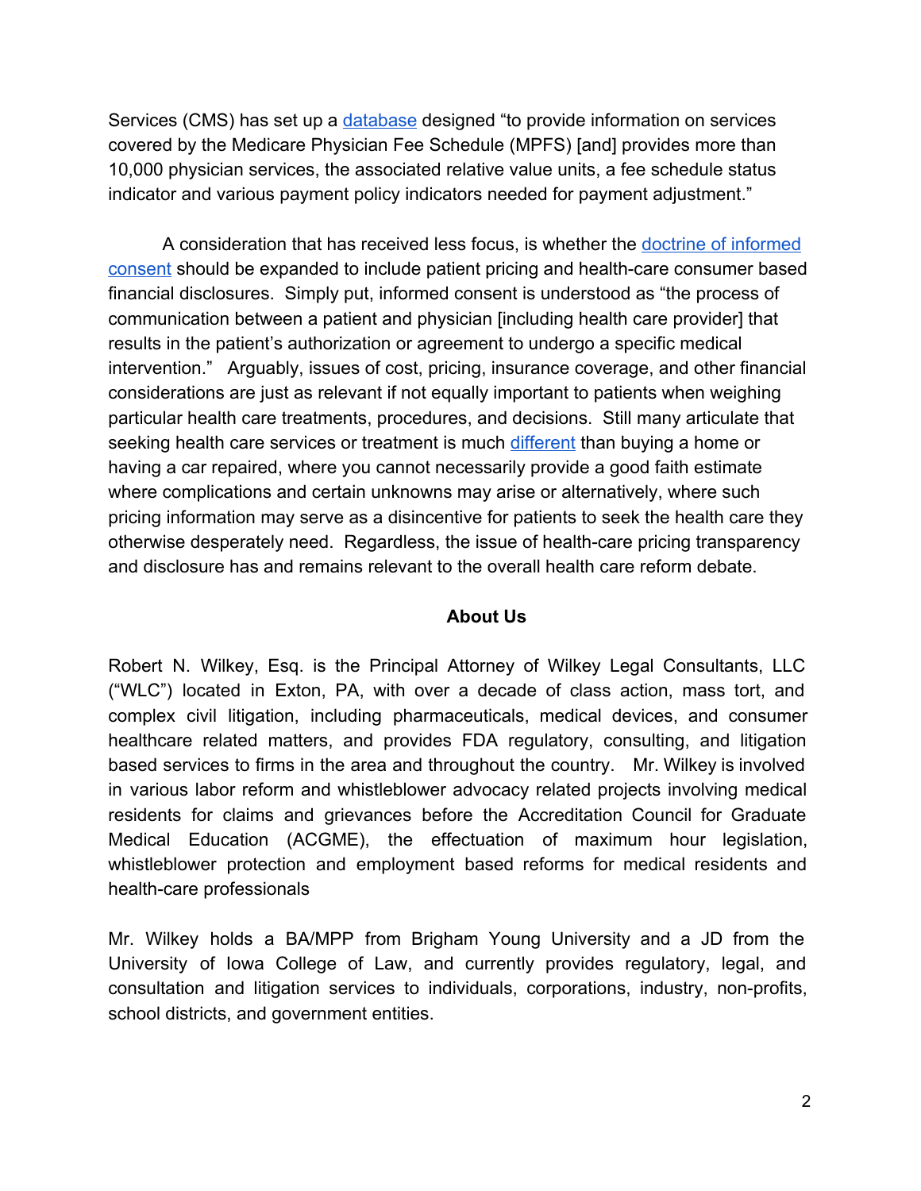Services (CMS) has set up a database designed "to provide information on services covered by the Medicare Physician Fee Schedule (MPFS) [and] provides more than 10,000 physician services, the associated relative value units, a fee schedule status indicator and various payment policy indicators needed for payment adjustment."

A consideration that has received less focus, is whether the doctrine of informed consent should be expanded to include patient pricing and health-care consumer based financial disclosures. Simply put, informed consent is understood as "the process of communication between a patient and physician [including health care provider] that results in the patient's authorization or agreement to undergo a specific medical intervention." Arguably, issues of cost, pricing, insurance coverage, and other financial considerations are just as relevant if not equally important to patients when weighing particular health care treatments, procedures, and decisions. Still many articulate that seeking health care services or treatment is much different than buying a home or having a car repaired, where you cannot necessarily provide a good faith estimate where complications and certain unknowns may arise or alternatively, where such pricing information may serve as a disincentive for patients to seek the health care they otherwise desperately need. Regardless, the issue of health-care pricing transparency and disclosure has and remains relevant to the overall health care reform debate.

## About Us

Robert N. Wilkey, Esq. is the Principal Attorney of Wilkey Legal Consultants, LLC ("WLC") located in Exton, PA, with over a decade of class action, mass tort, and complex civil litigation, including pharmaceuticals, medical devices, and consumer healthcare related matters, and provides FDA regulatory, consulting, and litigation based services to firms in the area and throughout the country. Mr. Wilkey is involved in various labor reform and whistleblower advocacy related projects involving medical residents for claims and grievances before the Accreditation Council for Graduate Medical Education (ACGME), the effectuation of maximum hour legislation, whistleblower protection and employment based reforms for medical residents and health-care professionals

Mr. Wilkey holds a BA/MPP from Brigham Young University and a JD from the University of Iowa College of Law, and currently provides regulatory, legal, and consultation and litigation services to individuals, corporations, industry, non-profits, school districts, and government entities.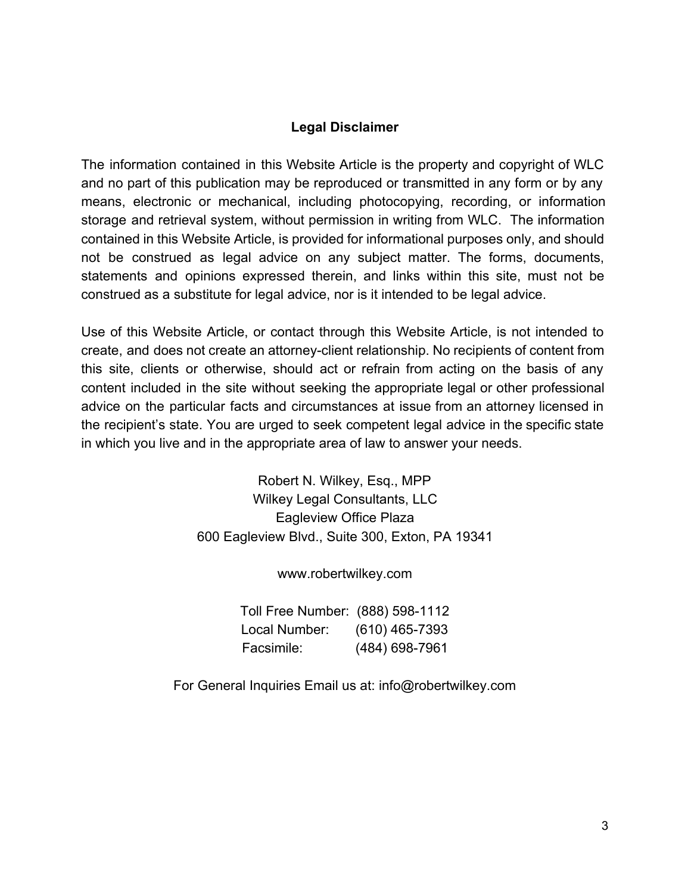**Legal Disclaimer**

The information contained in this Website Article is the property and copyright of WLC and no part of this publication may be reproduced or transmitted in any form or by any means, electronic or mechanical, including photocopying, recording, or information storage and retrieval system, without permission in writing from WLC. The information contained in this Website Article, is provided for informational purposes only, and should not be construed as legal advice on any subject matter. The forms, documents, statements and opinions expressed therein, and links within this site, must not be construed as a substitute for legal advice, nor is it intended to be legal advice.

Use of this Website Article, or contact through this Website Article, is not intended to create, and does not create an attorney-client relationship. No recipients of content from this site, clients or otherwise, should act or refrain from acting on the basis of any content included in the site without seeking the appropriate legal or other professional advice on the particular facts and circumstances at issue from an attorney licensed in the recipient's state. You are urged to seek competent legal advice in the specific state in which you live and in the appropriate area of law to answer your needs.

Robert N. Wilkey, Esq., MPP
Wilkey Legal Consultants, LLC
Eagleview Office Plaza
600 Eagleview Blvd., Suite 300, Exton, PA 19341

www.robertwilkey.com

Toll Free Number: (888) 598-1112
Local Number: (610) 465-7393
Facsimile: (484) 698-7961

For General Inquiries Email us at: info@robertwilkey.com